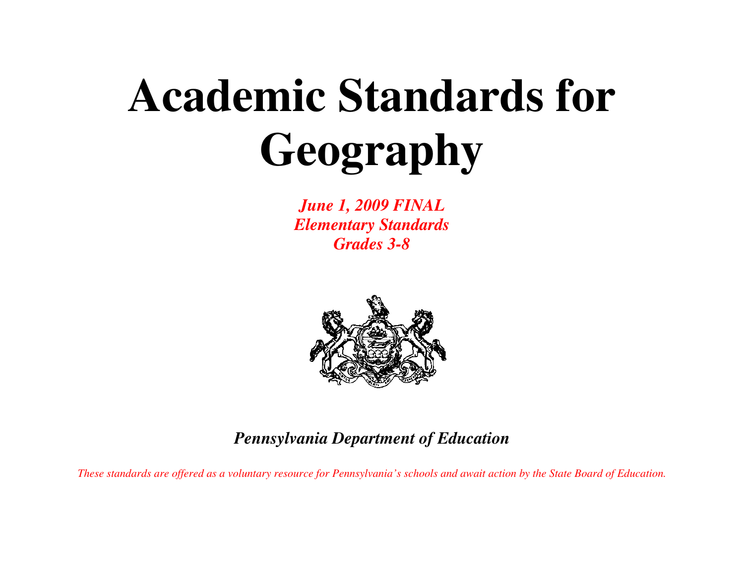# Academic Standards for Geography

***June 1, 2009 FINAL***
***Elementary Standards***
***Grades 3-8***

***Pennsylvania Department of Education***

*These standards are offered as a voluntary resource for Pennsylvania's schools and await action by the State Board of Education.*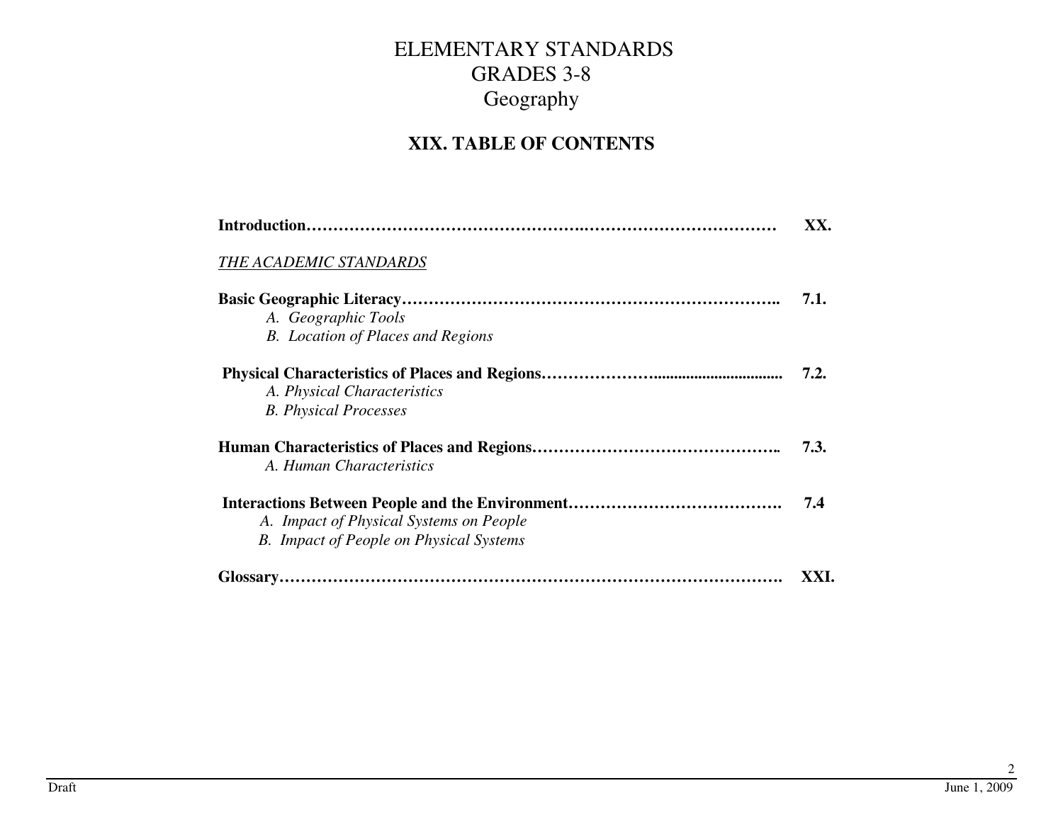# ELEMENTARY STANDARDS
# GRADES 3-8
# Geography

## XIX. TABLE OF CONTENTS

**Introduction…………………………………………….…………………………… XX.**

*THE ACADEMIC STANDARDS*

**Basic Geographic Literacy…………………………………………………………….. 7.1.**
- *A. Geographic Tools*
- *B. Location of Places and Regions*

**Physical Characteristics of Places and Regions………………….............................. 7.2.**
- *A. Physical Characteristics*
- *B. Physical Processes*

**Human Characteristics of Places and Regions……………………………………….. 7.3.**
- *A. Human Characteristics*

**Interactions Between People and the Environment…………………………………. 7.4**
- *A. Impact of Physical Systems on People*
- *B. Impact of People on Physical Systems*

**Glossary……………………………………………………………………………. XXI.**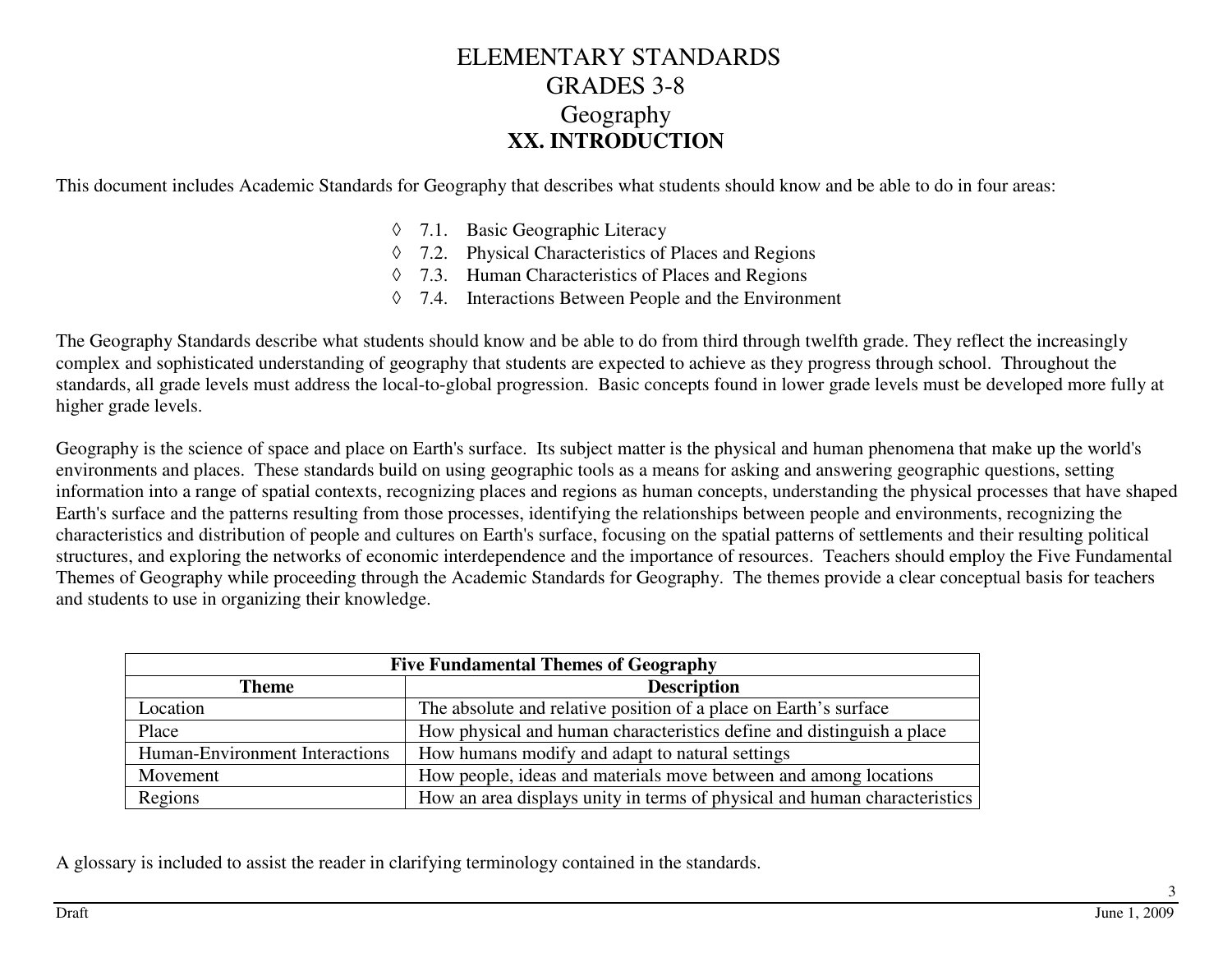# ELEMENTARY STANDARDS
# GRADES 3-8
# Geography
# XX. INTRODUCTION

This document includes Academic Standards for Geography that describes what students should know and be able to do in four areas:

- ◊ 7.1. Basic Geographic Literacy
- ◊ 7.2. Physical Characteristics of Places and Regions
- ◊ 7.3. Human Characteristics of Places and Regions
- ◊ 7.4. Interactions Between People and the Environment

The Geography Standards describe what students should know and be able to do from third through twelfth grade. They reflect the increasingly complex and sophisticated understanding of geography that students are expected to achieve as they progress through school. Throughout the standards, all grade levels must address the local-to-global progression. Basic concepts found in lower grade levels must be developed more fully at higher grade levels.

Geography is the science of space and place on Earth's surface. Its subject matter is the physical and human phenomena that make up the world's environments and places. These standards build on using geographic tools as a means for asking and answering geographic questions, setting information into a range of spatial contexts, recognizing places and regions as human concepts, understanding the physical processes that have shaped Earth's surface and the patterns resulting from those processes, identifying the relationships between people and environments, recognizing the characteristics and distribution of people and cultures on Earth's surface, focusing on the spatial patterns of settlements and their resulting political structures, and exploring the networks of economic interdependence and the importance of resources. Teachers should employ the Five Fundamental Themes of Geography while proceeding through the Academic Standards for Geography. The themes provide a clear conceptual basis for teachers and students to use in organizing their knowledge.

| **Five Fundamental Themes of Geography** | |
|---|---|
| **Theme** | **Description** |
| Location | The absolute and relative position of a place on Earth's surface |
| Place | How physical and human characteristics define and distinguish a place |
| Human-Environment Interactions | How humans modify and adapt to natural settings |
| Movement | How people, ideas and materials move between and among locations |
| Regions | How an area displays unity in terms of physical and human characteristics |

A glossary is included to assist the reader in clarifying terminology contained in the standards.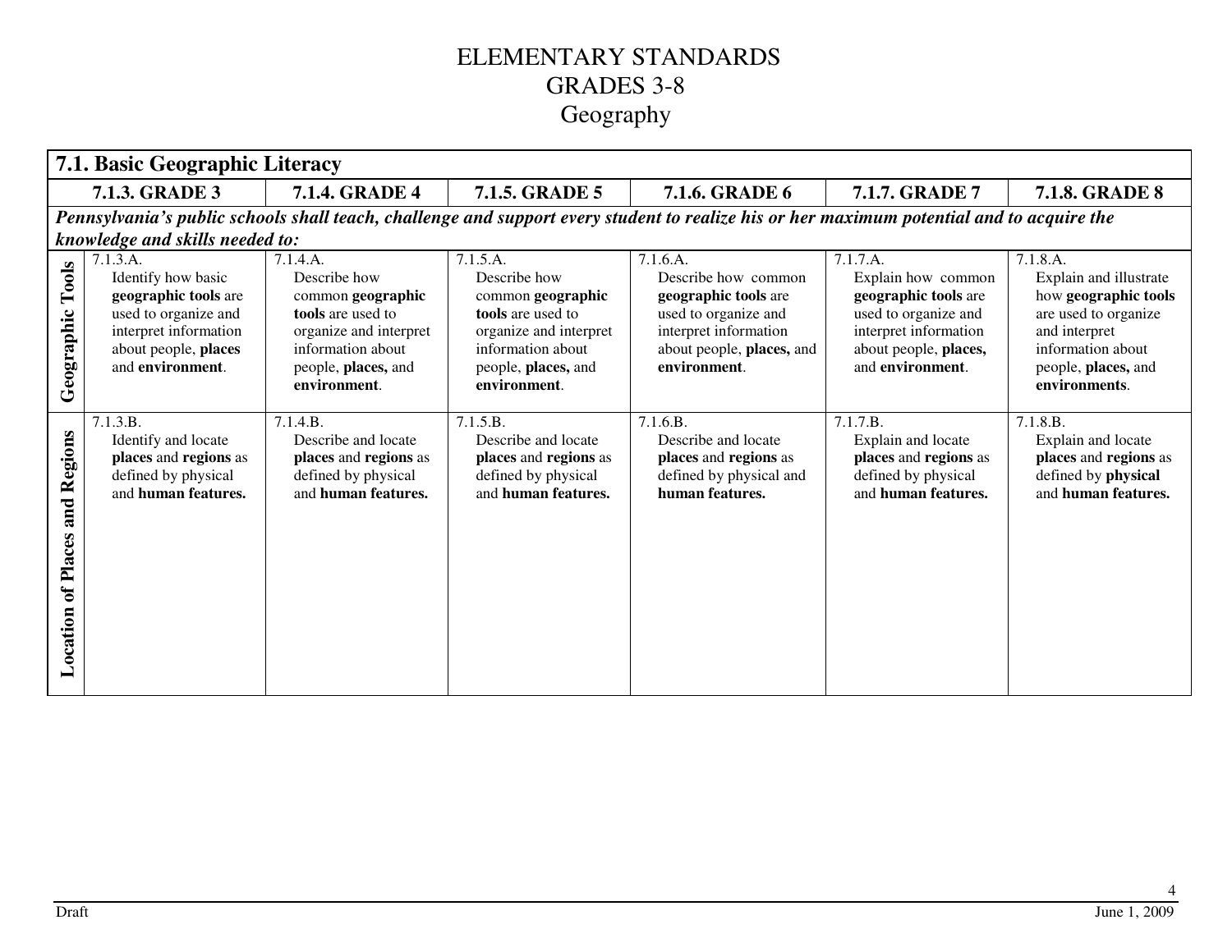# ELEMENTARY STANDARDS
# GRADES 3-8
# Geography

| **7.1. Basic Geographic Literacy** | | | | | | |
|---|---|---|---|---|---|---|
| | **7.1.3. GRADE 3** | **7.1.4. GRADE 4** | **7.1.5. GRADE 5** | **7.1.6. GRADE 6** | **7.1.7. GRADE 7** | **7.1.8. GRADE 8** |
| ***Pennsylvania's public schools shall teach, challenge and support every student to realize his or her maximum potential and to acquire the knowledge and skills needed to:*** | | | | | | |
| **Geographic Tools** | 7.1.3.A. Identify how basic **geographic tools** are used to organize and interpret information about people, **places** and **environment**. | 7.1.4.A. Describe how common **geographic tools** are used to organize and interpret information about people, **places,** and **environment**. | 7.1.5.A. Describe how common **geographic tools** are used to organize and interpret information about people, **places,** and **environment**. | 7.1.6.A. Describe how common **geographic tools** are used to organize and interpret information about people, **places,** and **environment**. | 7.1.7.A. Explain how common **geographic tools** are used to organize and interpret information about people, **places,** and **environment**. | 7.1.8.A. Explain and illustrate how **geographic tools** are used to organize and interpret information about people, **places,** and **environments**. |
| **Location of Places and Regions** | 7.1.3.B. Identify and locate **places** and **regions** as defined by physical and **human features.** | 7.1.4.B. Describe and locate **places** and **regions** as defined by physical and **human features.** | 7.1.5.B. Describe and locate **places** and **regions** as defined by physical and **human features.** | 7.1.6.B. Describe and locate **places** and **regions** as defined by physical and **human features.** | 7.1.7.B. Explain and locate **places** and **regions** as defined by physical and **human features.** | 7.1.8.B. Explain and locate **places** and **regions** as defined by **physical** and **human features.** |

Draft

June 1, 2009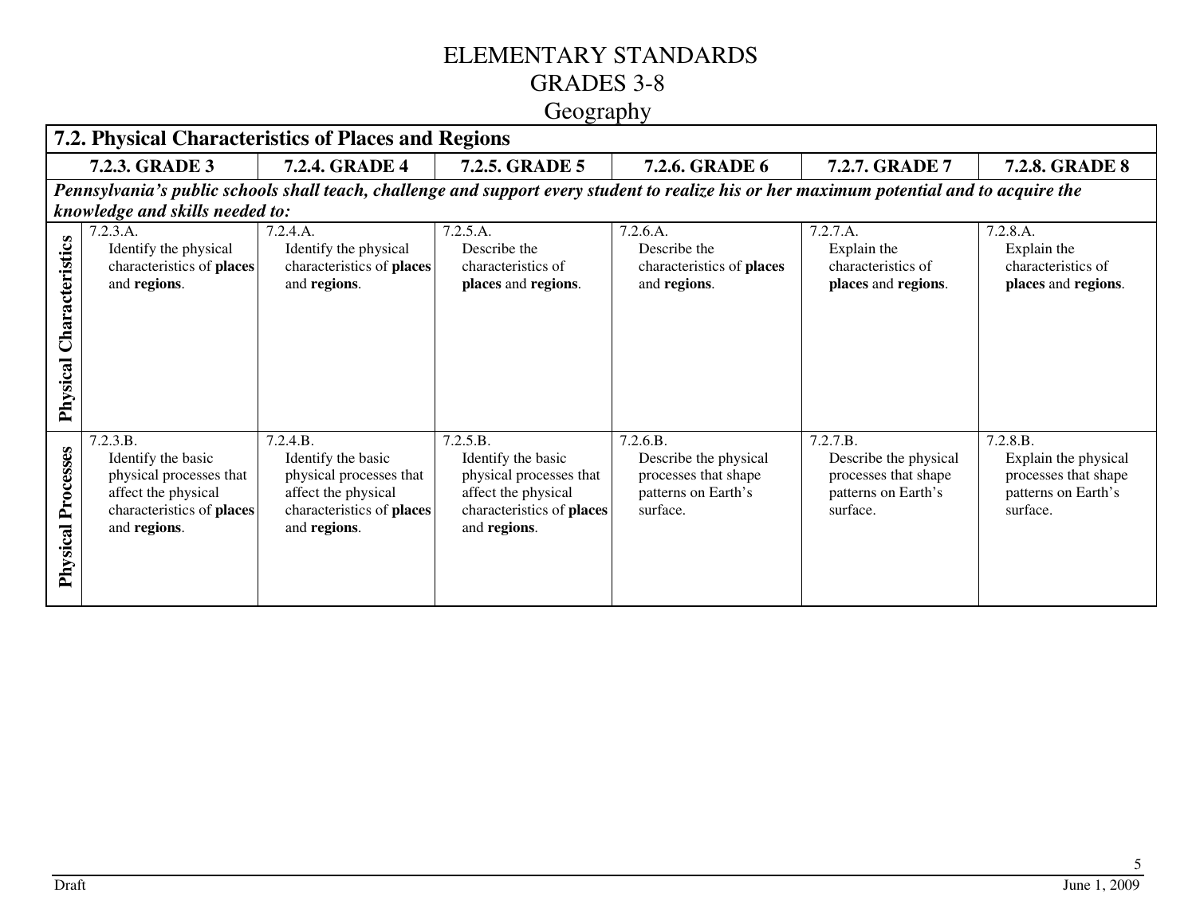# ELEMENTARY STANDARDS
# GRADES 3-8
## Geography

| **7.2. Physical Characteristics of Places and Regions** | | | | | | |
|---|---|---|---|---|---|---|
| | **7.2.3. GRADE 3** | **7.2.4. GRADE 4** | **7.2.5. GRADE 5** | **7.2.6. GRADE 6** | **7.2.7. GRADE 7** | **7.2.8. GRADE 8** |
| ***Pennsylvania's public schools shall teach, challenge and support every student to realize his or her maximum potential and to acquire the knowledge and skills needed to:*** | | | | | | |
| **Physical Characteristics** | 7.2.3.A. Identify the physical characteristics of **places** and **regions**. | 7.2.4.A. Identify the physical characteristics of **places** and **regions**. | 7.2.5.A. Describe the characteristics of **places** and **regions**. | 7.2.6.A. Describe the characteristics of **places** and **regions**. | 7.2.7.A. Explain the characteristics of **places** and **regions**. | 7.2.8.A. Explain the characteristics of **places** and **regions**. |
| **Physical Processes** | 7.2.3.B. Identify the basic physical processes that affect the physical characteristics of **places** and **regions**. | 7.2.4.B. Identify the basic physical processes that affect the physical characteristics of **places** and **regions**. | 7.2.5.B. Identify the basic physical processes that affect the physical characteristics of **places** and **regions**. | 7.2.6.B. Describe the physical processes that shape patterns on Earth's surface. | 7.2.7.B. Describe the physical processes that shape patterns on Earth's surface. | 7.2.8.B. Explain the physical processes that shape patterns on Earth's surface. |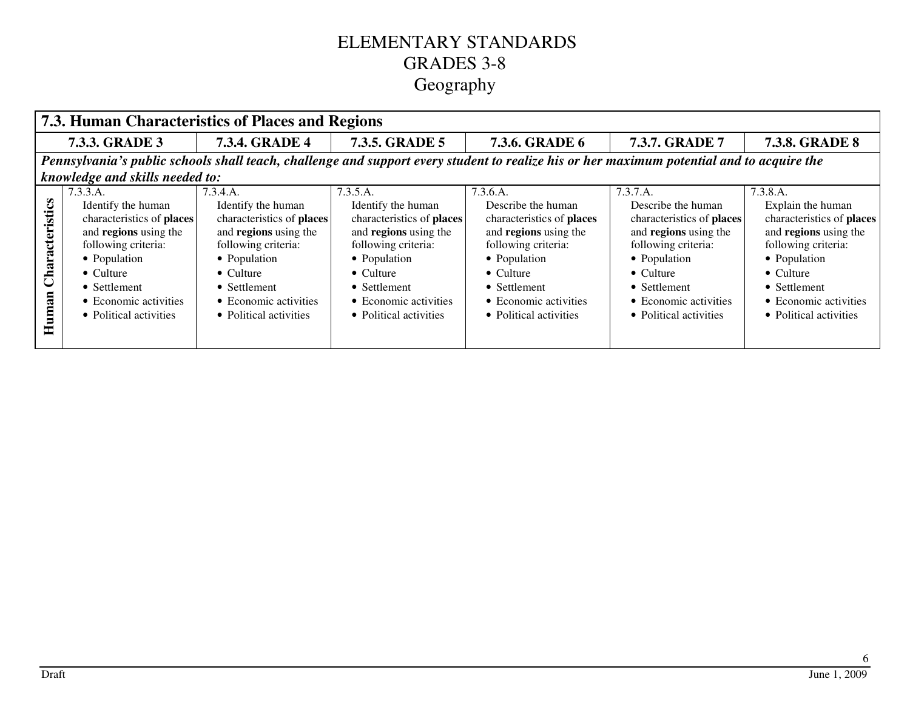# ELEMENTARY STANDARDS
## GRADES 3-8
## Geography

| **7.3. Human Characteristics of Places and Regions** | | | | | | |
|---|---|---|---|---|---|---|
| | **7.3.3. GRADE 3** | **7.3.4. GRADE 4** | **7.3.5. GRADE 5** | **7.3.6. GRADE 6** | **7.3.7. GRADE 7** | **7.3.8. GRADE 8** |
| ***Pennsylvania's public schools shall teach, challenge and support every student to realize his or her maximum potential and to acquire the knowledge and skills needed to:*** | | | | | | |
| **Human Characteristics** | 7.3.3.A. Identify the human characteristics of **places** and **regions** using the following criteria: • Population • Culture • Settlement • Economic activities • Political activities | 7.3.4.A. Identify the human characteristics of **places** and **regions** using the following criteria: • Population • Culture • Settlement • Economic activities • Political activities | 7.3.5.A. Identify the human characteristics of **places** and **regions** using the following criteria: • Population • Culture • Settlement • Economic activities • Political activities | 7.3.6.A. Describe the human characteristics of **places** and **regions** using the following criteria: • Population • Culture • Settlement • Economic activities • Political activities | 7.3.7.A. Describe the human characteristics of **places** and **regions** using the following criteria: • Population • Culture • Settlement • Economic activities • Political activities | 7.3.8.A. Explain the human characteristics of **places** and **regions** using the following criteria: • Population • Culture • Settlement • Economic activities • Political activities |

Draft

June 1, 2009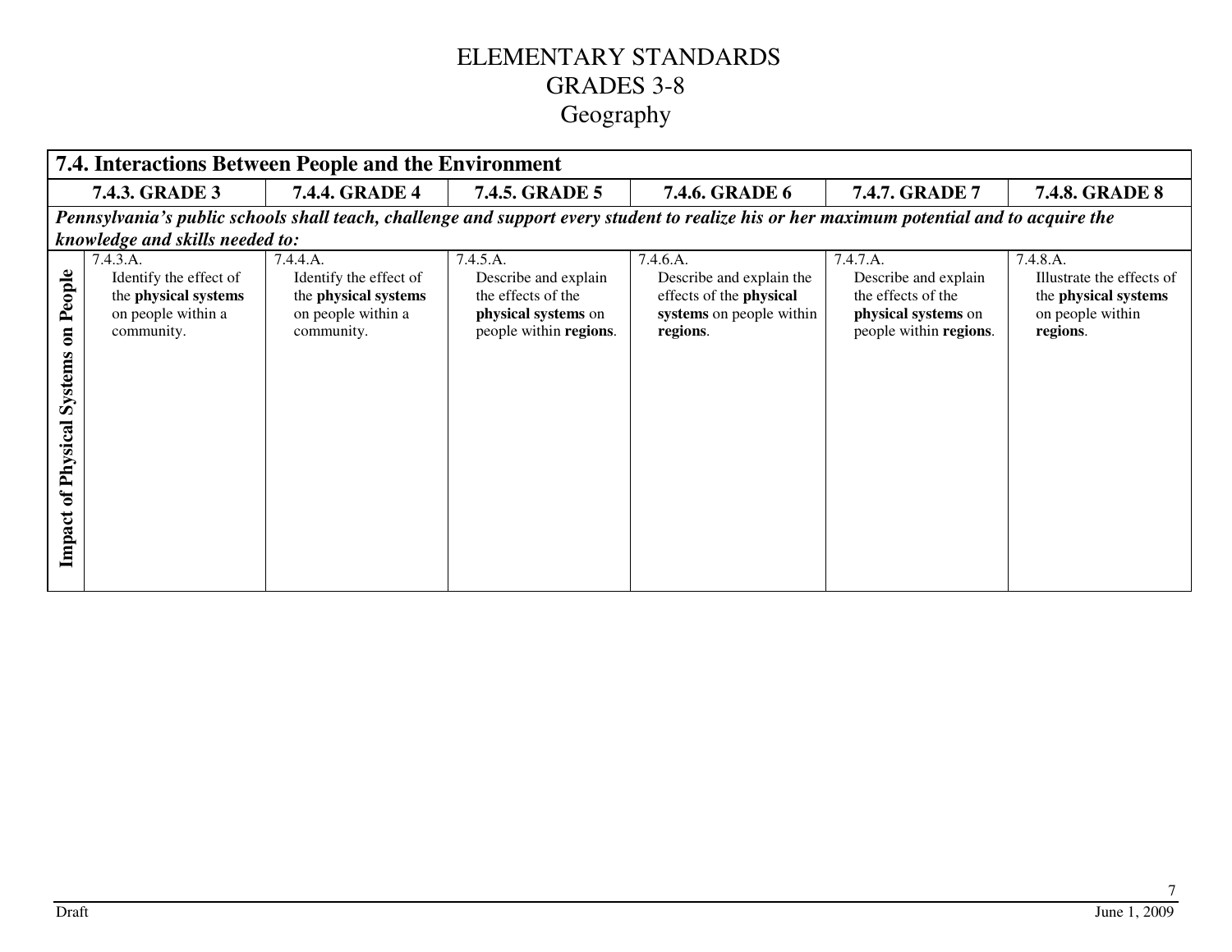# ELEMENTARY STANDARDS
# GRADES 3-8
# Geography

| 7.4. Interactions Between People and the Environment | | | | | | |
|---|---|---|---|---|---|---|
| | **7.4.3. GRADE 3** | **7.4.4. GRADE 4** | **7.4.5. GRADE 5** | **7.4.6. GRADE 6** | **7.4.7. GRADE 7** | **7.4.8. GRADE 8** |
| ***Pennsylvania's public schools shall teach, challenge and support every student to realize his or her maximum potential and to acquire the knowledge and skills needed to:*** | | | | | | |
| **Impact of Physical Systems on People** | 7.4.3.A. Identify the effect of the **physical systems** on people within a community. | 7.4.4.A. Identify the effect of the **physical systems** on people within a community. | 7.4.5.A. Describe and explain the effects of the **physical systems** on people within **regions**. | 7.4.6.A. Describe and explain the effects of the **physical systems** on people within **regions**. | 7.4.7.A. Describe and explain the effects of the **physical systems** on people within **regions**. | 7.4.8.A. Illustrate the effects of the **physical systems** on people within **regions**. |

Draft June 1, 2009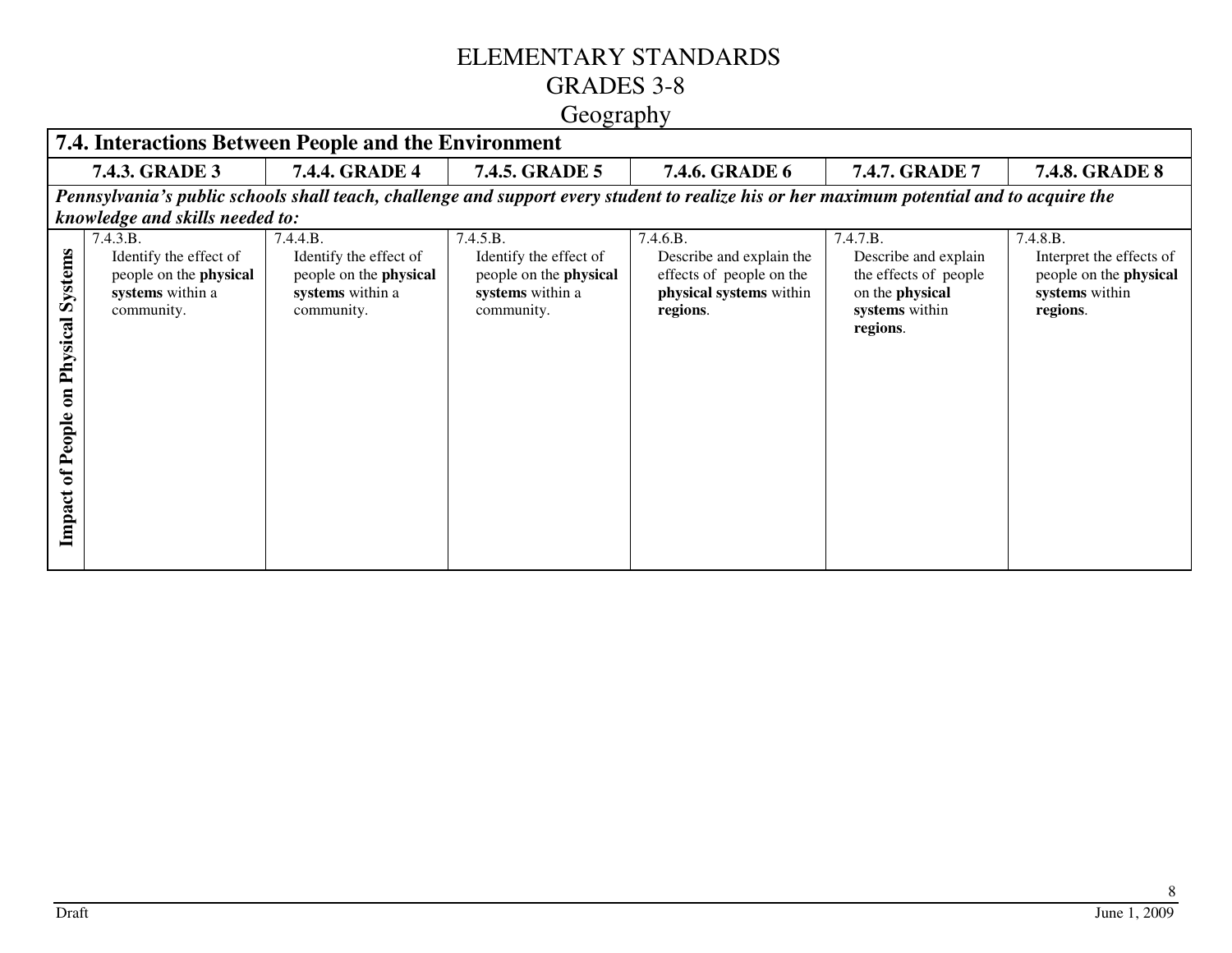# ELEMENTARY STANDARDS
# GRADES 3-8
# Geography

| **7.4. Interactions Between People and the Environment** | | | | | | |
|---|---|---|---|---|---|---|
| | **7.4.3. GRADE 3** | **7.4.4. GRADE 4** | **7.4.5. GRADE 5** | **7.4.6. GRADE 6** | **7.4.7. GRADE 7** | **7.4.8. GRADE 8** |
| ***Pennsylvania's public schools shall teach, challenge and support every student to realize his or her maximum potential and to acquire the knowledge and skills needed to:*** | | | | | | |
| **Impact of People on Physical Systems** | 7.4.3.B. Identify the effect of people on the **physical systems** within a community. | 7.4.4.B. Identify the effect of people on the **physical systems** within a community. | 7.4.5.B. Identify the effect of people on the **physical systems** within a community. | 7.4.6.B. Describe and explain the effects of people on the **physical systems** within **regions**. | 7.4.7.B. Describe and explain the effects of people on the **physical systems** within **regions**. | 7.4.8.B. Interpret the effects of people on the **physical systems** within **regions**. |

Draft

June 1, 2009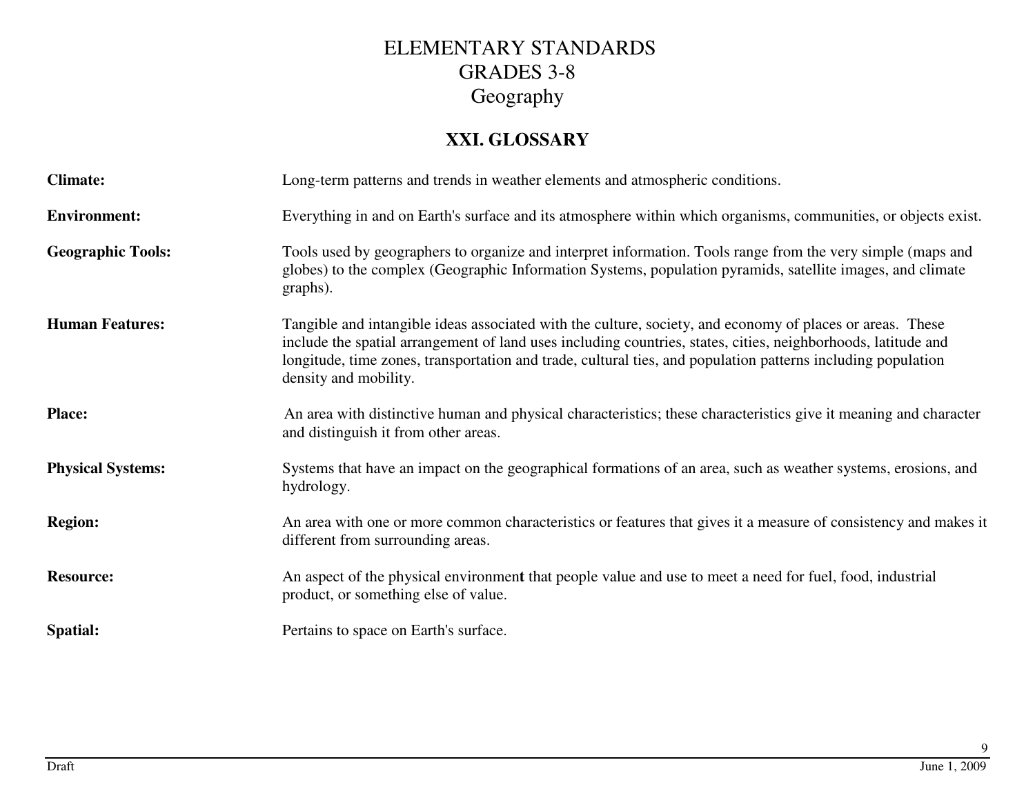# ELEMENTARY STANDARDS
# GRADES 3-8
# Geography

## XXI. GLOSSARY

**Climate:** Long-term patterns and trends in weather elements and atmospheric conditions.

**Environment:** Everything in and on Earth's surface and its atmosphere within which organisms, communities, or objects exist.

**Geographic Tools:** Tools used by geographers to organize and interpret information. Tools range from the very simple (maps and globes) to the complex (Geographic Information Systems, population pyramids, satellite images, and climate graphs).

**Human Features:** Tangible and intangible ideas associated with the culture, society, and economy of places or areas. These include the spatial arrangement of land uses including countries, states, cities, neighborhoods, latitude and longitude, time zones, transportation and trade, cultural ties, and population patterns including population density and mobility.

**Place:** An area with distinctive human and physical characteristics; these characteristics give it meaning and character and distinguish it from other areas.

**Physical Systems:** Systems that have an impact on the geographical formations of an area, such as weather systems, erosions, and hydrology.

**Region:** An area with one or more common characteristics or features that gives it a measure of consistency and makes it different from surrounding areas.

**Resource:** An aspect of the physical environment that people value and use to meet a need for fuel, food, industrial product, or something else of value.

**Spatial:** Pertains to space on Earth's surface.